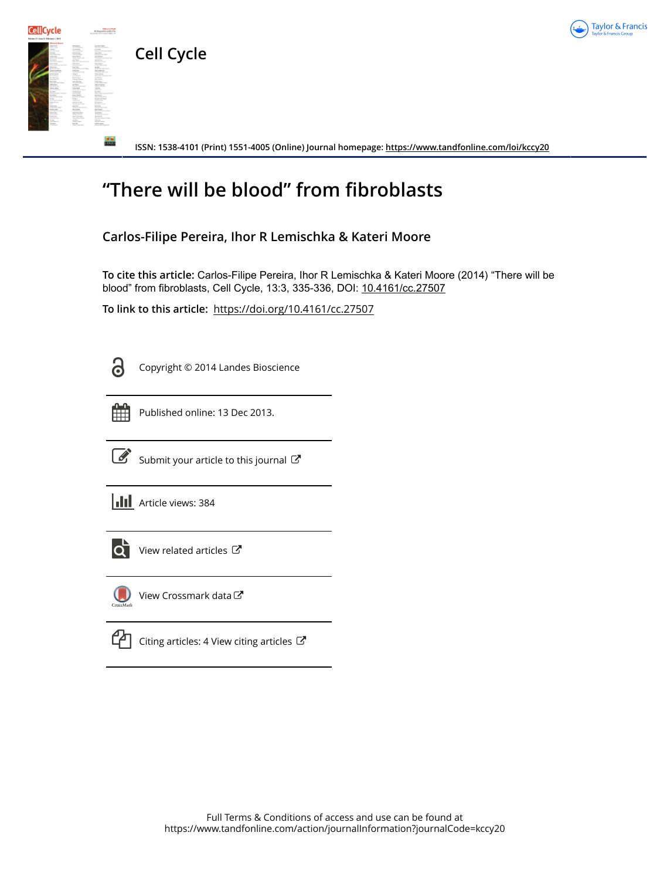Cell Cycle

ISSN: 1538-4101 (Print) 1551-4005 (Online) Journal homepage: https://www.tandfonline.com/loi/kccy20

# "There will be blood" from fibroblasts

**Carlos-Filipe Pereira, Ihor R Lemischka & Kateri Moore**

**To cite this article:** Carlos-Filipe Pereira, Ihor R Lemischka & Kateri Moore (2014) "There will be blood" from fibroblasts, Cell Cycle, 13:3, 335-336, DOI: 10.4161/cc.27507

**To link to this article:** https://doi.org/10.4161/cc.27507

Copyright © 2014 Landes Bioscience

Published online: 13 Dec 2013.

Submit your article to this journal

Article views: 384

View related articles

View Crossmark data

Citing articles: 4 View citing articles

Full Terms & Conditions of access and use can be found at
https://www.tandfonline.com/action/journalInformation?journalCode=kccy20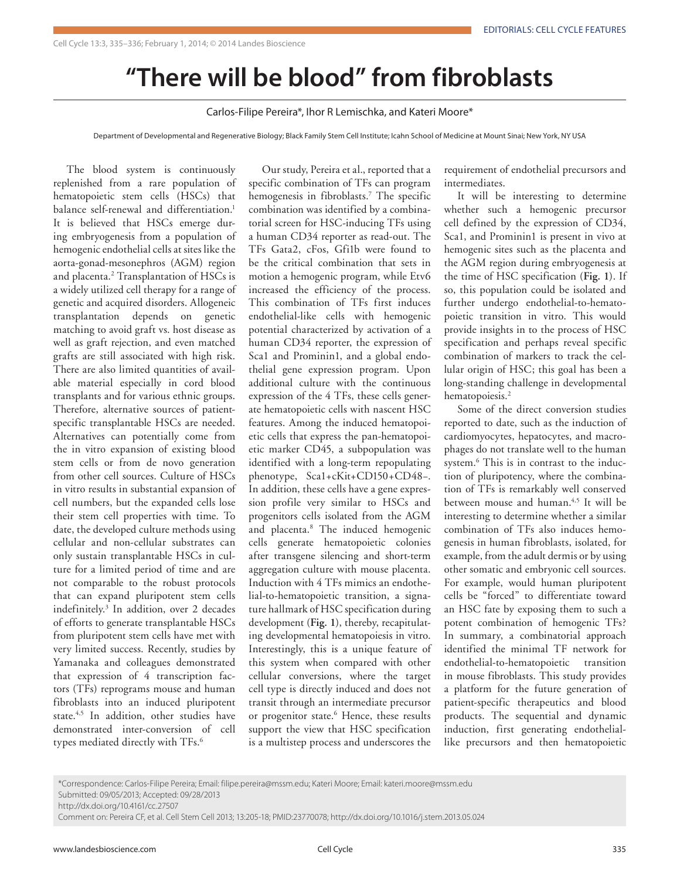# "There will be blood" from fibroblasts

Carlos-Filipe Pereira*, Ihor R Lemischka, and Kateri Moore*

Department of Developmental and Regenerative Biology; Black Family Stem Cell Institute; Icahn School of Medicine at Mount Sinai; New York, NY USA

The blood system is continuously replenished from a rare population of hematopoietic stem cells (HSCs) that balance self-renewal and differentiation.[1] It is believed that HSCs emerge during embryogenesis from a population of hemogenic endothelial cells at sites like the aorta-gonad-mesonephros (AGM) region and placenta.[2] Transplantation of HSCs is a widely utilized cell therapy for a range of genetic and acquired disorders. Allogeneic transplantation depends on genetic matching to avoid graft vs. host disease as well as graft rejection, and even matched grafts are still associated with high risk. There are also limited quantities of available material especially in cord blood transplants and for various ethnic groups. Therefore, alternative sources of patient-specific transplantable HSCs are needed. Alternatives can potentially come from the in vitro expansion of existing blood stem cells or from de novo generation from other cell sources. Culture of HSCs in vitro results in substantial expansion of cell numbers, but the expanded cells lose their stem cell properties with time. To date, the developed culture methods using cellular and non-cellular substrates can only sustain transplantable HSCs in culture for a limited period of time and are not comparable to the robust protocols that can expand pluripotent stem cells indefinitely.[3] In addition, over 2 decades of efforts to generate transplantable HSCs from pluripotent stem cells have met with very limited success. Recently, studies by Yamanaka and colleagues demonstrated that expression of 4 transcription factors (TFs) reprograms mouse and human fibroblasts into an induced pluripotent state.[4,5] In addition, other studies have demonstrated inter-conversion of cell types mediated directly with TFs.[6]

Our study, Pereira et al., reported that a specific combination of TFs can program hemogenesis in fibroblasts.[7] The specific combination was identified by a combinatorial screen for HSC-inducing TFs using a human CD34 reporter as read-out. The TFs Gata2, cFos, Gfi1b were found to be the critical combination that sets in motion a hemogenic program, while Etv6 increased the efficiency of the process. This combination of TFs first induces endothelial-like cells with hemogenic potential characterized by activation of a human CD34 reporter, the expression of Sca1 and Prominin1, and a global endothelial gene expression program. Upon additional culture with the continuous expression of the 4 TFs, these cells generate hematopoietic cells with nascent HSC features. Among the induced hematopoietic cells that express the pan-hematopoietic marker CD45, a subpopulation was identified with a long-term repopulating phenotype, Sca1+cKit+CD150+CD48−. In addition, these cells have a gene expression profile very similar to HSCs and progenitors cells isolated from the AGM and placenta.[8] The induced hemogenic cells generate hematopoietic colonies after transgene silencing and short-term aggregation culture with mouse placenta. Induction with 4 TFs mimics an endothelial-to-hematopoietic transition, a signature hallmark of HSC specification during development (**Fig. 1**), thereby, recapitulating developmental hematopoiesis in vitro. Interestingly, this is a unique feature of this system when compared with other cellular conversions, where the target cell type is directly induced and does not transit through an intermediate precursor or progenitor state.[6] Hence, these results support the view that HSC specification is a multistep process and underscores the requirement of endothelial precursors and intermediates.

It will be interesting to determine whether such a hemogenic precursor cell defined by the expression of CD34, Sca1, and Prominin1 is present in vivo at hemogenic sites such as the placenta and the AGM region during embryogenesis at the time of HSC specification (**Fig. 1**). If so, this population could be isolated and further undergo endothelial-to-hematopoietic transition in vitro. This would provide insights in to the process of HSC specification and perhaps reveal specific combination of markers to track the cellular origin of HSC; this goal has been a long-standing challenge in developmental hematopoiesis.[2]

Some of the direct conversion studies reported to date, such as the induction of cardiomyocytes, hepatocytes, and macrophages do not translate well to the human system.[6] This is in contrast to the induction of pluripotency, where the combination of TFs is remarkably well conserved between mouse and human.[4,5] It will be interesting to determine whether a similar combination of TFs also induces hemogenesis in human fibroblasts, isolated, for example, from the adult dermis or by using other somatic and embryonic cell sources. For example, would human pluripotent cells be "forced" to differentiate toward an HSC fate by exposing them to such a potent combination of hemogenic TFs? In summary, a combinatorial approach identified the minimal TF network for endothelial-to-hematopoietic transition in mouse fibroblasts. This study provides a platform for the future generation of patient-specific therapeutics and blood products. The sequential and dynamic induction, first generating endothelial-like precursors and then hematopoietic

*Correspondence: Carlos-Filipe Pereira; Email: filipe.pereira@mssm.edu; Kateri Moore; Email: kateri.moore@mssm.edu
Submitted: 09/05/2013; Accepted: 09/28/2013
http://dx.doi.org/10.4161/cc.27507
Comment on: Pereira CF, et al. Cell Stem Cell 2013; 13:205-18; PMID:23770078; http://dx.doi.org/10.1016/j.stem.2013.05.024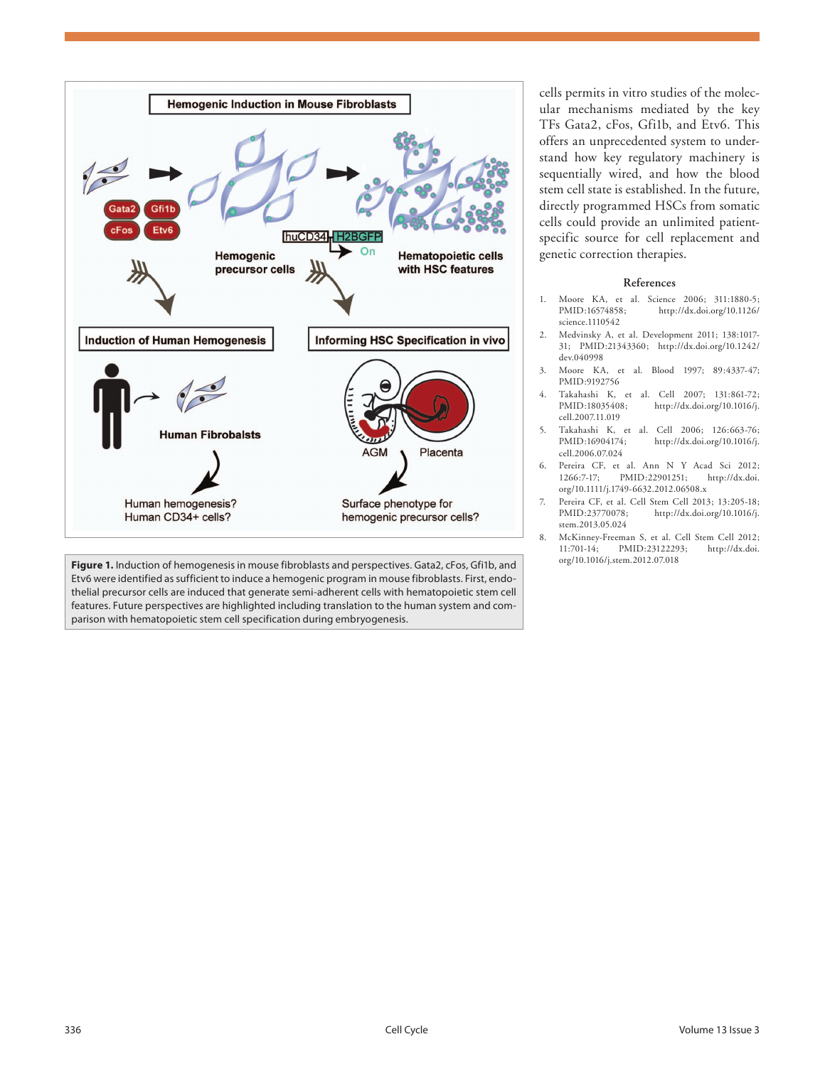Hemogenic Induction in Mouse Fibroblasts

Gata2
Gfi1b
cFos
Etv6

huCD34
H2BGFP
On

Hemogenic precursor cells

Hematopoietic cells with HSC features

Induction of Human Hemogenesis

Informing HSC Specification in vivo

Human Fibrobalsts

AGM

Placenta

Human hemogenesis?
Human CD34+ cells?

Surface phenotype for hemogenic precursor cells?

**Figure 1.** Induction of hemogenesis in mouse fibroblasts and perspectives. Gata2, cFos, Gfi1b, and Etv6 were identified as sufficient to induce a hemogenic program in mouse fibroblasts. First, endothelial precursor cells are induced that generate semi-adherent cells with hematopoietic stem cell features. Future perspectives are highlighted including translation to the human system and comparison with hematopoietic stem cell specification during embryogenesis.

cells permits in vitro studies of the molecular mechanisms mediated by the key TFs Gata2, cFos, Gfi1b, and Etv6. This offers an unprecedented system to understand how key regulatory machinery is sequentially wired, and how the blood stem cell state is established. In the future, directly programmed HSCs from somatic cells could provide an unlimited patient-specific source for cell replacement and genetic correction therapies.

### References

1. Moore KA, et al. Science 2006; 311:1880-5; PMID:16574858; http://dx.doi.org/10.1126/science.1110542
2. Medvinsky A, et al. Development 2011; 138:1017-31; PMID:21343360; http://dx.doi.org/10.1242/dev.040998
3. Moore KA, et al. Blood 1997; 89:4337-47; PMID:9192756
4. Takahashi K, et al. Cell 2007; 131:861-72; PMID:18035408; http://dx.doi.org/10.1016/j.cell.2007.11.019
5. Takahashi K, et al. Cell 2006; 126:663-76; PMID:16904174; http://dx.doi.org/10.1016/j.cell.2006.07.024
6. Pereira CF, et al. Ann N Y Acad Sci 2012; 1266:7-17; PMID:22901251; http://dx.doi.org/10.1111/j.1749-6632.2012.06508.x
7. Pereira CF, et al. Cell Stem Cell 2013; 13:205-18; PMID:23770078; http://dx.doi.org/10.1016/j.stem.2013.05.024
8. McKinney-Freeman S, et al. Cell Stem Cell 2012; 11:701-14; PMID:23122293; http://dx.doi.org/10.1016/j.stem.2012.07.018